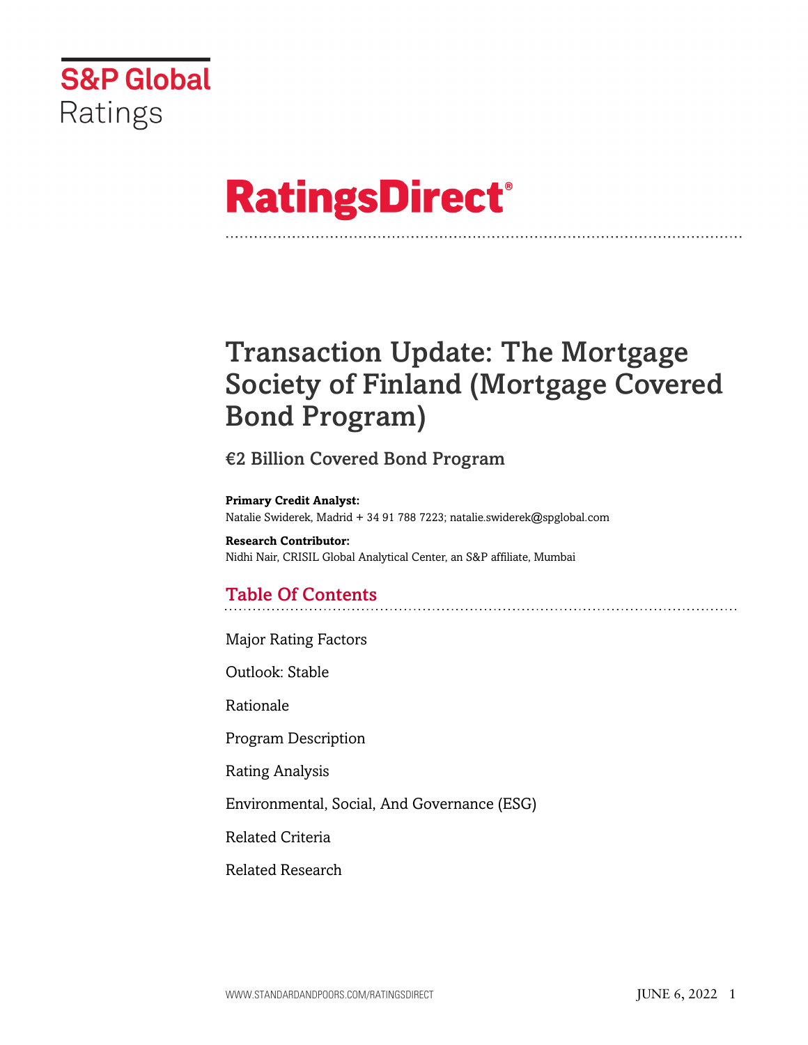S&P Global Ratings

# RatingsDirect®

# Transaction Update: The Mortgage Society of Finland (Mortgage Covered Bond Program)

## €2 Billion Covered Bond Program

**Primary Credit Analyst:**
Natalie Swiderek, Madrid + 34 91 788 7223; natalie.swiderek@spglobal.com

**Research Contributor:**
Nidhi Nair, CRISIL Global Analytical Center, an S&P affiliate, Mumbai

## Table Of Contents

Major Rating Factors

Outlook: Stable

Rationale

Program Description

Rating Analysis

Environmental, Social, And Governance (ESG)

Related Criteria

Related Research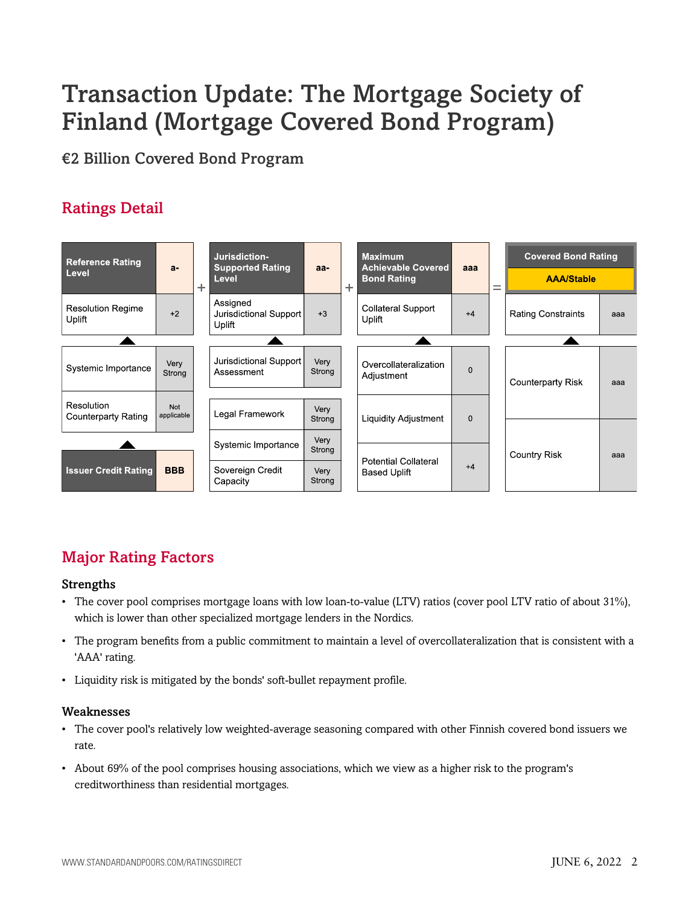# Transaction Update: The Mortgage Society of Finland (Mortgage Covered Bond Program)

## €2 Billion Covered Bond Program

## Ratings Detail

| Reference Rating Level | a- |
|---|---|
| Resolution Regime Uplift | +2 |
| Systemic Importance | Very Strong |
| Resolution Counterparty Rating | Not applicable |
| Issuer Credit Rating | BBB |

+

| Jurisdiction-Supported Rating Level | aa- |
|---|---|
| Assigned Jurisdictional Support Uplift | +3 |
| Jurisdictional Support Assessment | Very Strong |
| Legal Framework | Very Strong |
| Systemic Importance | Very Strong |
| Sovereign Credit Capacity | Very Strong |

+

| Maximum Achievable Covered Bond Rating | aaa |
|---|---|
| Collateral Support Uplift | +4 |
| Overcollateralization Adjustment | 0 |
| Liquidity Adjustment | 0 |
| Potential Collateral Based Uplift | +4 |

=

| Covered Bond Rating | AAA/Stable |
|---|---|
| Rating Constraints | aaa |
| Counterparty Risk | aaa |
| Country Risk | aaa |

## Major Rating Factors

### Strengths

- The cover pool comprises mortgage loans with low loan-to-value (LTV) ratios (cover pool LTV ratio of about 31%), which is lower than other specialized mortgage lenders in the Nordics.
- The program benefits from a public commitment to maintain a level of overcollateralization that is consistent with a 'AAA' rating.
- Liquidity risk is mitigated by the bonds' soft-bullet repayment profile.

### Weaknesses

- The cover pool's relatively low weighted-average seasoning compared with other Finnish covered bond issuers we rate.
- About 69% of the pool comprises housing associations, which we view as a higher risk to the program's creditworthiness than residential mortgages.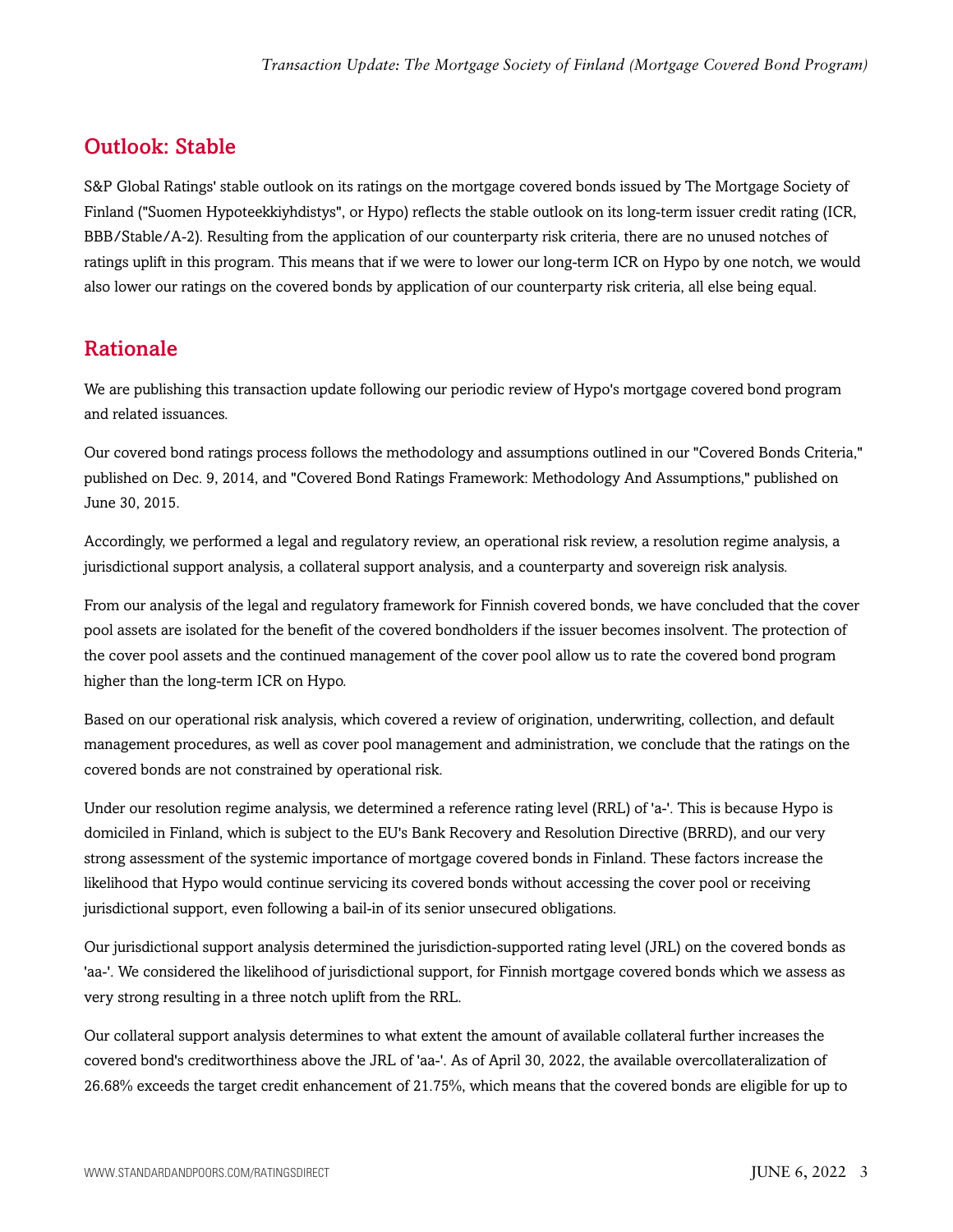## Outlook: Stable

S&P Global Ratings' stable outlook on its ratings on the mortgage covered bonds issued by The Mortgage Society of Finland ("Suomen Hypoteekkiyhdistys", or Hypo) reflects the stable outlook on its long-term issuer credit rating (ICR, BBB/Stable/A-2). Resulting from the application of our counterparty risk criteria, there are no unused notches of ratings uplift in this program. This means that if we were to lower our long-term ICR on Hypo by one notch, we would also lower our ratings on the covered bonds by application of our counterparty risk criteria, all else being equal.

## Rationale

We are publishing this transaction update following our periodic review of Hypo's mortgage covered bond program and related issuances.

Our covered bond ratings process follows the methodology and assumptions outlined in our "Covered Bonds Criteria," published on Dec. 9, 2014, and "Covered Bond Ratings Framework: Methodology And Assumptions," published on June 30, 2015.

Accordingly, we performed a legal and regulatory review, an operational risk review, a resolution regime analysis, a jurisdictional support analysis, a collateral support analysis, and a counterparty and sovereign risk analysis.

From our analysis of the legal and regulatory framework for Finnish covered bonds, we have concluded that the cover pool assets are isolated for the benefit of the covered bondholders if the issuer becomes insolvent. The protection of the cover pool assets and the continued management of the cover pool allow us to rate the covered bond program higher than the long-term ICR on Hypo.

Based on our operational risk analysis, which covered a review of origination, underwriting, collection, and default management procedures, as well as cover pool management and administration, we conclude that the ratings on the covered bonds are not constrained by operational risk.

Under our resolution regime analysis, we determined a reference rating level (RRL) of 'a-'. This is because Hypo is domiciled in Finland, which is subject to the EU's Bank Recovery and Resolution Directive (BRRD), and our very strong assessment of the systemic importance of mortgage covered bonds in Finland. These factors increase the likelihood that Hypo would continue servicing its covered bonds without accessing the cover pool or receiving jurisdictional support, even following a bail-in of its senior unsecured obligations.

Our jurisdictional support analysis determined the jurisdiction-supported rating level (JRL) on the covered bonds as 'aa-'. We considered the likelihood of jurisdictional support, for Finnish mortgage covered bonds which we assess as very strong resulting in a three notch uplift from the RRL.

Our collateral support analysis determines to what extent the amount of available collateral further increases the covered bond's creditworthiness above the JRL of 'aa-'. As of April 30, 2022, the available overcollateralization of 26.68% exceeds the target credit enhancement of 21.75%, which means that the covered bonds are eligible for up to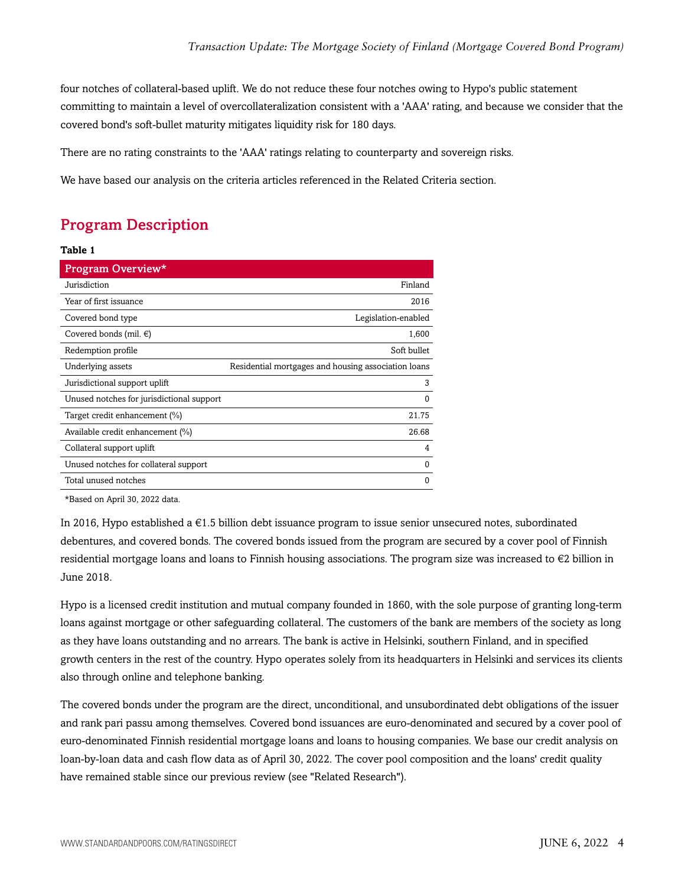four notches of collateral-based uplift. We do not reduce these four notches owing to Hypo's public statement committing to maintain a level of overcollateralization consistent with a 'AAA' rating, and because we consider that the covered bond's soft-bullet maturity mitigates liquidity risk for 180 days.

There are no rating constraints to the 'AAA' ratings relating to counterparty and sovereign risks.

We have based our analysis on the criteria articles referenced in the Related Criteria section.

## Program Description

**Table 1**

| Program Overview* | |
|---|---|
| Jurisdiction | Finland |
| Year of first issuance | 2016 |
| Covered bond type | Legislation-enabled |
| Covered bonds (mil. €) | 1,600 |
| Redemption profile | Soft bullet |
| Underlying assets | Residential mortgages and housing association loans |
| Jurisdictional support uplift | 3 |
| Unused notches for jurisdictional support | 0 |
| Target credit enhancement (%) | 21.75 |
| Available credit enhancement (%) | 26.68 |
| Collateral support uplift | 4 |
| Unused notches for collateral support | 0 |
| Total unused notches | 0 |

*Based on April 30, 2022 data.

In 2016, Hypo established a €1.5 billion debt issuance program to issue senior unsecured notes, subordinated debentures, and covered bonds. The covered bonds issued from the program are secured by a cover pool of Finnish residential mortgage loans and loans to Finnish housing associations. The program size was increased to €2 billion in June 2018.

Hypo is a licensed credit institution and mutual company founded in 1860, with the sole purpose of granting long-term loans against mortgage or other safeguarding collateral. The customers of the bank are members of the society as long as they have loans outstanding and no arrears. The bank is active in Helsinki, southern Finland, and in specified growth centers in the rest of the country. Hypo operates solely from its headquarters in Helsinki and services its clients also through online and telephone banking.

The covered bonds under the program are the direct, unconditional, and unsubordinated debt obligations of the issuer and rank pari passu among themselves. Covered bond issuances are euro-denominated and secured by a cover pool of euro-denominated Finnish residential mortgage loans and loans to housing companies. We base our credit analysis on loan-by-loan data and cash flow data as of April 30, 2022. The cover pool composition and the loans' credit quality have remained stable since our previous review (see "Related Research").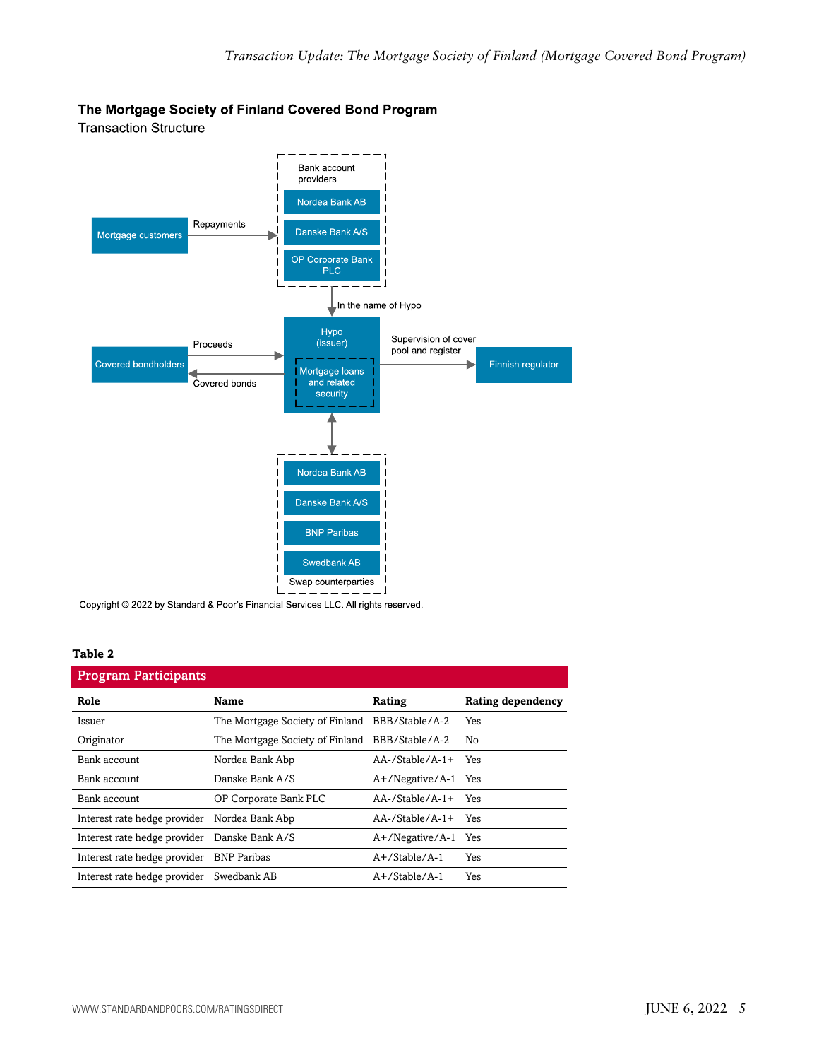**The Mortgage Society of Finland Covered Bond Program**

Transaction Structure

Bank account providers: Nordea Bank AB; Danske Bank A/S; OP Corporate Bank PLC

Mortgage customers → Repayments → Bank account providers

Bank account providers → In the name of Hypo → Hypo (issuer)

Covered bondholders → Proceeds → Hypo (issuer)

Hypo (issuer) → Covered bonds → Covered bondholders

Hypo (issuer): Mortgage loans and related security

Hypo (issuer) → Supervision of cover pool and register → Finnish regulator

Hypo (issuer) ↔ Swap counterparties: Nordea Bank AB; Danske Bank A/S; BNP Paribas; Swedbank AB

Copyright © 2022 by Standard & Poor's Financial Services LLC. All rights reserved.

**Table 2**

**Program Participants**

| Role | Name | Rating | Rating dependency |
|---|---|---|---|
| Issuer | The Mortgage Society of Finland | BBB/Stable/A-2 | Yes |
| Originator | The Mortgage Society of Finland | BBB/Stable/A-2 | No |
| Bank account | Nordea Bank Abp | AA-/Stable/A-1+ | Yes |
| Bank account | Danske Bank A/S | A+/Negative/A-1 | Yes |
| Bank account | OP Corporate Bank PLC | AA-/Stable/A-1+ | Yes |
| Interest rate hedge provider | Nordea Bank Abp | AA-/Stable/A-1+ | Yes |
| Interest rate hedge provider | Danske Bank A/S | A+/Negative/A-1 | Yes |
| Interest rate hedge provider | BNP Paribas | A+/Stable/A-1 | Yes |
| Interest rate hedge provider | Swedbank AB | A+/Stable/A-1 | Yes |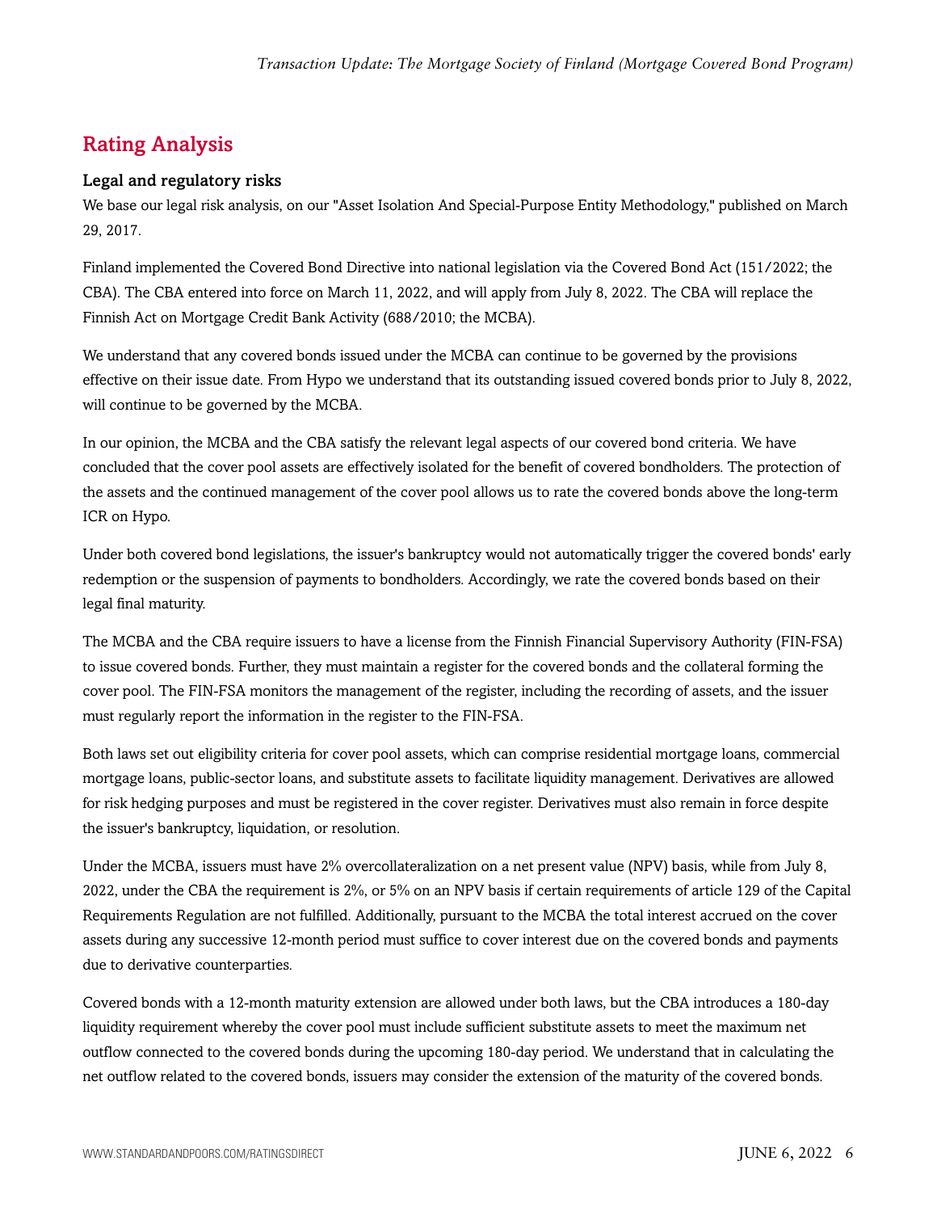## Rating Analysis

### Legal and regulatory risks

We base our legal risk analysis, on our "Asset Isolation And Special-Purpose Entity Methodology," published on March 29, 2017.

Finland implemented the Covered Bond Directive into national legislation via the Covered Bond Act (151/2022; the CBA). The CBA entered into force on March 11, 2022, and will apply from July 8, 2022. The CBA will replace the Finnish Act on Mortgage Credit Bank Activity (688/2010; the MCBA).

We understand that any covered bonds issued under the MCBA can continue to be governed by the provisions effective on their issue date. From Hypo we understand that its outstanding issued covered bonds prior to July 8, 2022, will continue to be governed by the MCBA.

In our opinion, the MCBA and the CBA satisfy the relevant legal aspects of our covered bond criteria. We have concluded that the cover pool assets are effectively isolated for the benefit of covered bondholders. The protection of the assets and the continued management of the cover pool allows us to rate the covered bonds above the long-term ICR on Hypo.

Under both covered bond legislations, the issuer's bankruptcy would not automatically trigger the covered bonds' early redemption or the suspension of payments to bondholders. Accordingly, we rate the covered bonds based on their legal final maturity.

The MCBA and the CBA require issuers to have a license from the Finnish Financial Supervisory Authority (FIN-FSA) to issue covered bonds. Further, they must maintain a register for the covered bonds and the collateral forming the cover pool. The FIN-FSA monitors the management of the register, including the recording of assets, and the issuer must regularly report the information in the register to the FIN-FSA.

Both laws set out eligibility criteria for cover pool assets, which can comprise residential mortgage loans, commercial mortgage loans, public-sector loans, and substitute assets to facilitate liquidity management. Derivatives are allowed for risk hedging purposes and must be registered in the cover register. Derivatives must also remain in force despite the issuer's bankruptcy, liquidation, or resolution.

Under the MCBA, issuers must have 2% overcollateralization on a net present value (NPV) basis, while from July 8, 2022, under the CBA the requirement is 2%, or 5% on an NPV basis if certain requirements of article 129 of the Capital Requirements Regulation are not fulfilled. Additionally, pursuant to the MCBA the total interest accrued on the cover assets during any successive 12-month period must suffice to cover interest due on the covered bonds and payments due to derivative counterparties.

Covered bonds with a 12-month maturity extension are allowed under both laws, but the CBA introduces a 180-day liquidity requirement whereby the cover pool must include sufficient substitute assets to meet the maximum net outflow connected to the covered bonds during the upcoming 180-day period. We understand that in calculating the net outflow related to the covered bonds, issuers may consider the extension of the maturity of the covered bonds.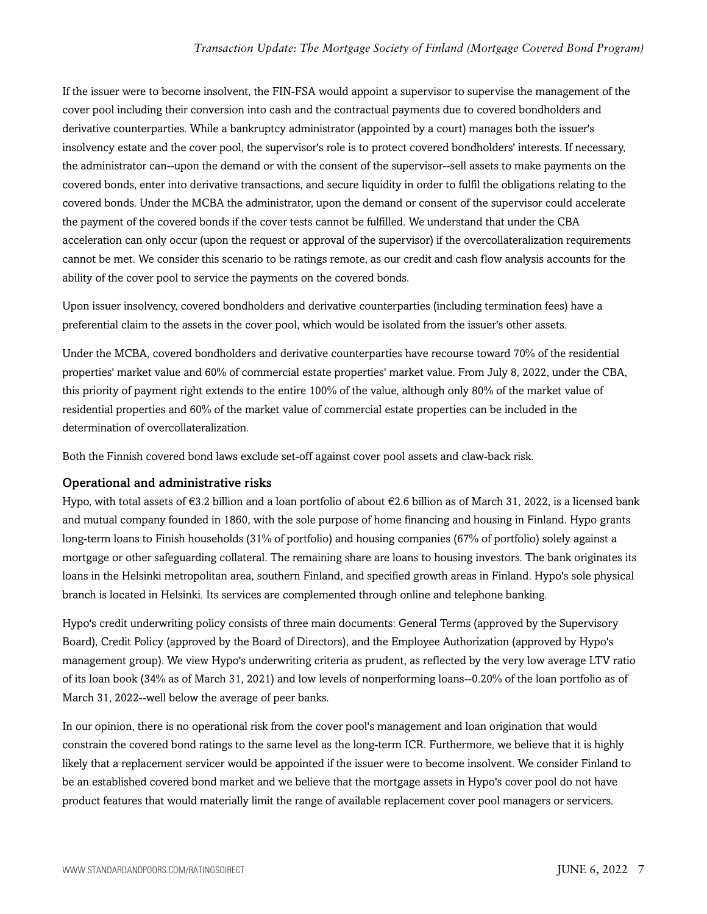If the issuer were to become insolvent, the FIN-FSA would appoint a supervisor to supervise the management of the cover pool including their conversion into cash and the contractual payments due to covered bondholders and derivative counterparties. While a bankruptcy administrator (appointed by a court) manages both the issuer's insolvency estate and the cover pool, the supervisor's role is to protect covered bondholders' interests. If necessary, the administrator can--upon the demand or with the consent of the supervisor--sell assets to make payments on the covered bonds, enter into derivative transactions, and secure liquidity in order to fulfil the obligations relating to the covered bonds. Under the MCBA the administrator, upon the demand or consent of the supervisor could accelerate the payment of the covered bonds if the cover tests cannot be fulfilled. We understand that under the CBA acceleration can only occur (upon the request or approval of the supervisor) if the overcollateralization requirements cannot be met. We consider this scenario to be ratings remote, as our credit and cash flow analysis accounts for the ability of the cover pool to service the payments on the covered bonds.

Upon issuer insolvency, covered bondholders and derivative counterparties (including termination fees) have a preferential claim to the assets in the cover pool, which would be isolated from the issuer's other assets.

Under the MCBA, covered bondholders and derivative counterparties have recourse toward 70% of the residential properties' market value and 60% of commercial estate properties' market value. From July 8, 2022, under the CBA, this priority of payment right extends to the entire 100% of the value, although only 80% of the market value of residential properties and 60% of the market value of commercial estate properties can be included in the determination of overcollateralization.

Both the Finnish covered bond laws exclude set-off against cover pool assets and claw-back risk.

### Operational and administrative risks

Hypo, with total assets of €3.2 billion and a loan portfolio of about €2.6 billion as of March 31, 2022, is a licensed bank and mutual company founded in 1860, with the sole purpose of home financing and housing in Finland. Hypo grants long-term loans to Finish households (31% of portfolio) and housing companies (67% of portfolio) solely against a mortgage or other safeguarding collateral. The remaining share are loans to housing investors. The bank originates its loans in the Helsinki metropolitan area, southern Finland, and specified growth areas in Finland. Hypo's sole physical branch is located in Helsinki. Its services are complemented through online and telephone banking.

Hypo's credit underwriting policy consists of three main documents: General Terms (approved by the Supervisory Board), Credit Policy (approved by the Board of Directors), and the Employee Authorization (approved by Hypo's management group). We view Hypo's underwriting criteria as prudent, as reflected by the very low average LTV ratio of its loan book (34% as of March 31, 2021) and low levels of nonperforming loans--0.20% of the loan portfolio as of March 31, 2022--well below the average of peer banks.

In our opinion, there is no operational risk from the cover pool's management and loan origination that would constrain the covered bond ratings to the same level as the long-term ICR. Furthermore, we believe that it is highly likely that a replacement servicer would be appointed if the issuer were to become insolvent. We consider Finland to be an established covered bond market and we believe that the mortgage assets in Hypo's cover pool do not have product features that would materially limit the range of available replacement cover pool managers or servicers.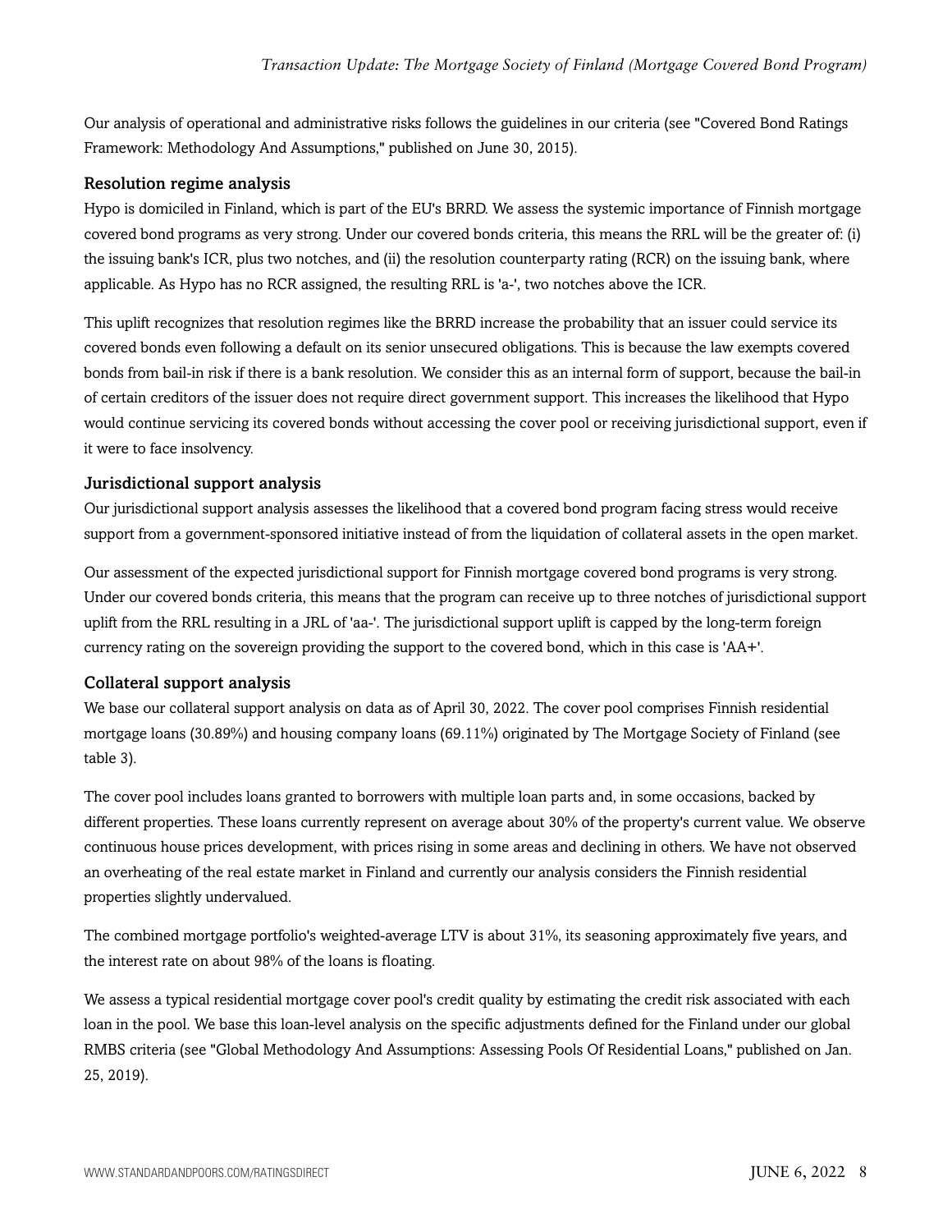Our analysis of operational and administrative risks follows the guidelines in our criteria (see "Covered Bond Ratings Framework: Methodology And Assumptions," published on June 30, 2015).

### Resolution regime analysis

Hypo is domiciled in Finland, which is part of the EU's BRRD. We assess the systemic importance of Finnish mortgage covered bond programs as very strong. Under our covered bonds criteria, this means the RRL will be the greater of: (i) the issuing bank's ICR, plus two notches, and (ii) the resolution counterparty rating (RCR) on the issuing bank, where applicable. As Hypo has no RCR assigned, the resulting RRL is 'a-', two notches above the ICR.

This uplift recognizes that resolution regimes like the BRRD increase the probability that an issuer could service its covered bonds even following a default on its senior unsecured obligations. This is because the law exempts covered bonds from bail-in risk if there is a bank resolution. We consider this as an internal form of support, because the bail-in of certain creditors of the issuer does not require direct government support. This increases the likelihood that Hypo would continue servicing its covered bonds without accessing the cover pool or receiving jurisdictional support, even if it were to face insolvency.

### Jurisdictional support analysis

Our jurisdictional support analysis assesses the likelihood that a covered bond program facing stress would receive support from a government-sponsored initiative instead of from the liquidation of collateral assets in the open market.

Our assessment of the expected jurisdictional support for Finnish mortgage covered bond programs is very strong. Under our covered bonds criteria, this means that the program can receive up to three notches of jurisdictional support uplift from the RRL resulting in a JRL of 'aa-'. The jurisdictional support uplift is capped by the long-term foreign currency rating on the sovereign providing the support to the covered bond, which in this case is 'AA+'.

### Collateral support analysis

We base our collateral support analysis on data as of April 30, 2022. The cover pool comprises Finnish residential mortgage loans (30.89%) and housing company loans (69.11%) originated by The Mortgage Society of Finland (see table 3).

The cover pool includes loans granted to borrowers with multiple loan parts and, in some occasions, backed by different properties. These loans currently represent on average about 30% of the property's current value. We observe continuous house prices development, with prices rising in some areas and declining in others. We have not observed an overheating of the real estate market in Finland and currently our analysis considers the Finnish residential properties slightly undervalued.

The combined mortgage portfolio's weighted-average LTV is about 31%, its seasoning approximately five years, and the interest rate on about 98% of the loans is floating.

We assess a typical residential mortgage cover pool's credit quality by estimating the credit risk associated with each loan in the pool. We base this loan-level analysis on the specific adjustments defined for the Finland under our global RMBS criteria (see "Global Methodology And Assumptions: Assessing Pools Of Residential Loans," published on Jan. 25, 2019).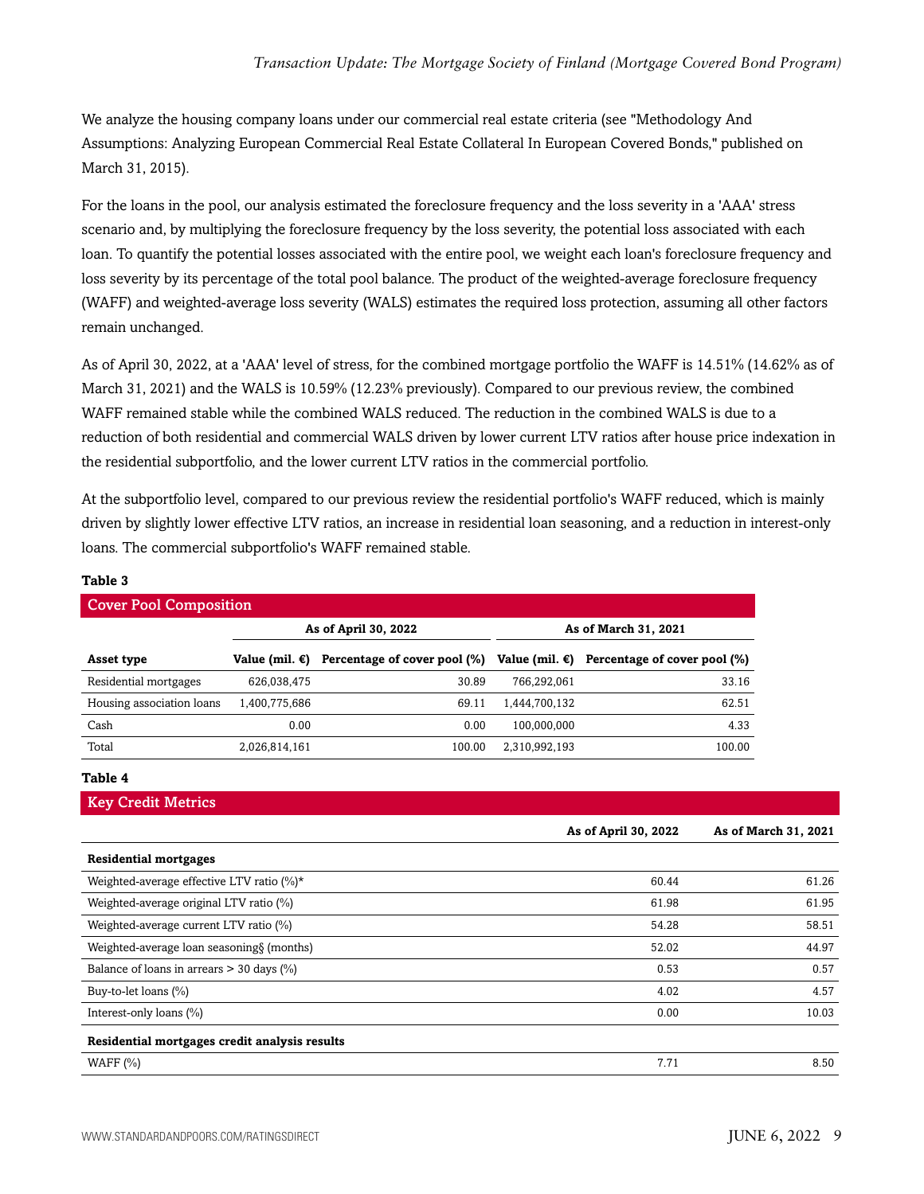We analyze the housing company loans under our commercial real estate criteria (see "Methodology And Assumptions: Analyzing European Commercial Real Estate Collateral In European Covered Bonds," published on March 31, 2015).

For the loans in the pool, our analysis estimated the foreclosure frequency and the loss severity in a 'AAA' stress scenario and, by multiplying the foreclosure frequency by the loss severity, the potential loss associated with each loan. To quantify the potential losses associated with the entire pool, we weight each loan's foreclosure frequency and loss severity by its percentage of the total pool balance. The product of the weighted-average foreclosure frequency (WAFF) and weighted-average loss severity (WALS) estimates the required loss protection, assuming all other factors remain unchanged.

As of April 30, 2022, at a 'AAA' level of stress, for the combined mortgage portfolio the WAFF is 14.51% (14.62% as of March 31, 2021) and the WALS is 10.59% (12.23% previously). Compared to our previous review, the combined WAFF remained stable while the combined WALS reduced. The reduction in the combined WALS is due to a reduction of both residential and commercial WALS driven by lower current LTV ratios after house price indexation in the residential subportfolio, and the lower current LTV ratios in the commercial portfolio.

At the subportfolio level, compared to our previous review the residential portfolio's WAFF reduced, which is mainly driven by slightly lower effective LTV ratios, an increase in residential loan seasoning, and a reduction in interest-only loans. The commercial subportfolio's WAFF remained stable.

**Table 3**

**Cover Pool Composition**

| | As of April 30, 2022 | | As of March 31, 2021 | |
|---|---|---|---|---|
| **Asset type** | **Value (mil. €)** | **Percentage of cover pool (%)** | **Value (mil. €)** | **Percentage of cover pool (%)** |
| Residential mortgages | 626,038,475 | 30.89 | 766,292,061 | 33.16 |
| Housing association loans | 1,400,775,686 | 69.11 | 1,444,700,132 | 62.51 |
| Cash | 0.00 | 0.00 | 100,000,000 | 4.33 |
| Total | 2,026,814,161 | 100.00 | 2,310,992,193 | 100.00 |

**Table 4**

**Key Credit Metrics**

| | As of April 30, 2022 | As of March 31, 2021 |
|---|---|---|
| **Residential mortgages** | | |
| Weighted-average effective LTV ratio (%)* | 60.44 | 61.26 |
| Weighted-average original LTV ratio (%) | 61.98 | 61.95 |
| Weighted-average current LTV ratio (%) | 54.28 | 58.51 |
| Weighted-average loan seasoning§ (months) | 52.02 | 44.97 |
| Balance of loans in arrears > 30 days (%) | 0.53 | 0.57 |
| Buy-to-let loans (%) | 4.02 | 4.57 |
| Interest-only loans (%) | 0.00 | 10.03 |
| **Residential mortgages credit analysis results** | | |
| WAFF (%) | 7.71 | 8.50 |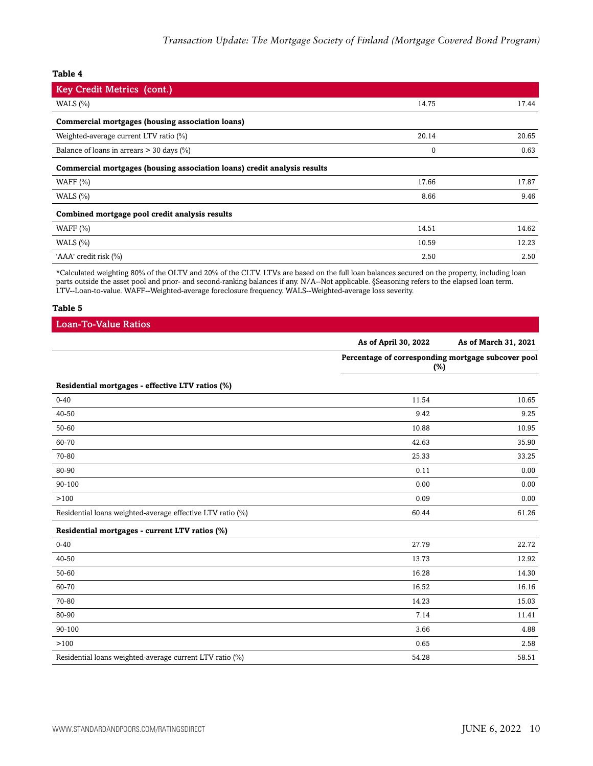**Table 4**

| Key Credit Metrics (cont.) | | |
|---|---|---|
| WALS (%) | 14.75 | 17.44 |
| **Commercial mortgages (housing association loans)** | | |
| Weighted-average current LTV ratio (%) | 20.14 | 20.65 |
| Balance of loans in arrears > 30 days (%) | 0 | 0.63 |
| **Commercial mortgages (housing association loans) credit analysis results** | | |
| WAFF (%) | 17.66 | 17.87 |
| WALS (%) | 8.66 | 9.46 |
| **Combined mortgage pool credit analysis results** | | |
| WAFF (%) | 14.51 | 14.62 |
| WALS (%) | 10.59 | 12.23 |
| 'AAA' credit risk (%) | 2.50 | 2.50 |

*Calculated weighting 80% of the OLTV and 20% of the CLTV. LTVs are based on the full loan balances secured on the property, including loan parts outside the asset pool and prior- and second-ranking balances if any. N/A--Not applicable. §Seasoning refers to the elapsed loan term. LTV--Loan-to-value. WAFF--Weighted-average foreclosure frequency. WALS--Weighted-average loss severity.

**Table 5**

| Loan-To-Value Ratios | | |
|---|---|---|
| | **As of April 30, 2022** | **As of March 31, 2021** |
| | **Percentage of corresponding mortgage subcover pool (%)** | |
| **Residential mortgages - effective LTV ratios (%)** | | |
| 0-40 | 11.54 | 10.65 |
| 40-50 | 9.42 | 9.25 |
| 50-60 | 10.88 | 10.95 |
| 60-70 | 42.63 | 35.90 |
| 70-80 | 25.33 | 33.25 |
| 80-90 | 0.11 | 0.00 |
| 90-100 | 0.00 | 0.00 |
| >100 | 0.09 | 0.00 |
| Residential loans weighted-average effective LTV ratio (%) | 60.44 | 61.26 |
| **Residential mortgages - current LTV ratios (%)** | | |
| 0-40 | 27.79 | 22.72 |
| 40-50 | 13.73 | 12.92 |
| 50-60 | 16.28 | 14.30 |
| 60-70 | 16.52 | 16.16 |
| 70-80 | 14.23 | 15.03 |
| 80-90 | 7.14 | 11.41 |
| 90-100 | 3.66 | 4.88 |
| >100 | 0.65 | 2.58 |
| Residential loans weighted-average current LTV ratio (%) | 54.28 | 58.51 |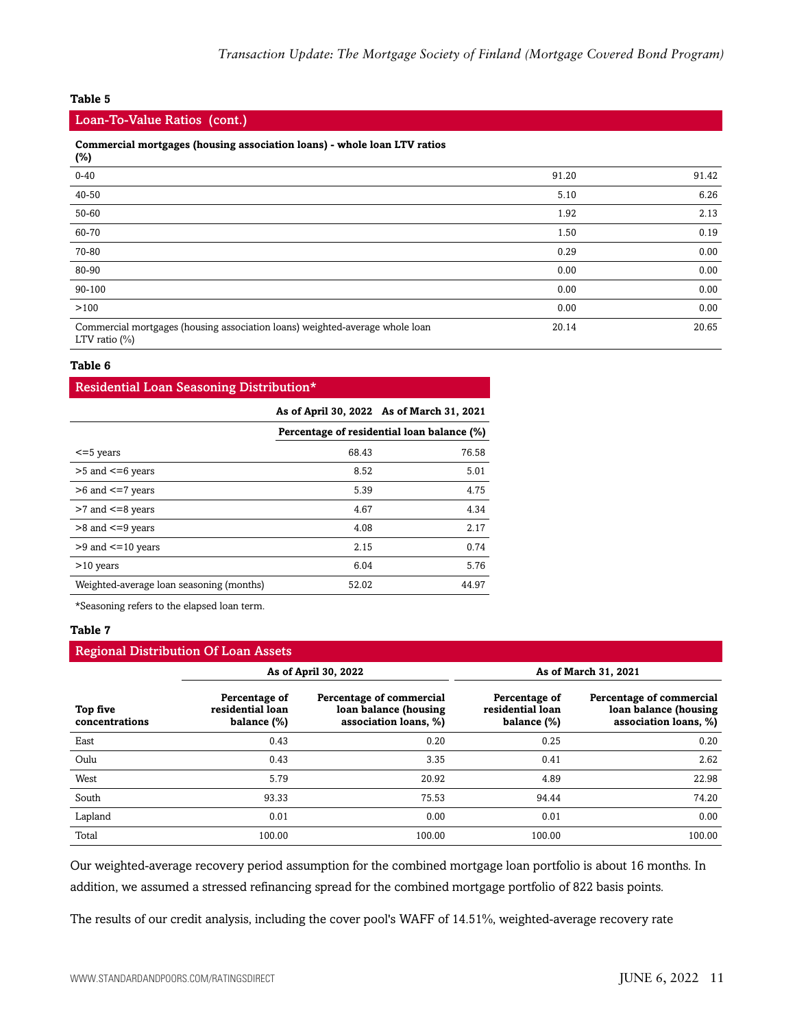**Table 5**

**Loan-To-Value Ratios (cont.)**

| Commercial mortgages (housing association loans) - whole loan LTV ratios (%) | | |
|---|---|---|
| 0-40 | 91.20 | 91.42 |
| 40-50 | 5.10 | 6.26 |
| 50-60 | 1.92 | 2.13 |
| 60-70 | 1.50 | 0.19 |
| 70-80 | 0.29 | 0.00 |
| 80-90 | 0.00 | 0.00 |
| 90-100 | 0.00 | 0.00 |
| >100 | 0.00 | 0.00 |
| Commercial mortgages (housing association loans) weighted-average whole loan LTV ratio (%) | 20.14 | 20.65 |

**Table 6**

**Residential Loan Seasoning Distribution***

| | As of April 30, 2022 | As of March 31, 2021 |
|---|---|---|
| | Percentage of residential loan balance (%) | |
| <=5 years | 68.43 | 76.58 |
| >5 and <=6 years | 8.52 | 5.01 |
| >6 and <=7 years | 5.39 | 4.75 |
| >7 and <=8 years | 4.67 | 4.34 |
| >8 and <=9 years | 4.08 | 2.17 |
| >9 and <=10 years | 2.15 | 0.74 |
| >10 years | 6.04 | 5.76 |
| Weighted-average loan seasoning (months) | 52.02 | 44.97 |

*Seasoning refers to the elapsed loan term.

**Table 7**

**Regional Distribution Of Loan Assets**

| | As of April 30, 2022 | | As of March 31, 2021 | |
|---|---|---|---|---|
| Top five concentrations | Percentage of residential loan balance (%) | Percentage of commercial loan balance (housing association loans, %) | Percentage of residential loan balance (%) | Percentage of commercial loan balance (housing association loans, %) |
| East | 0.43 | 0.20 | 0.25 | 0.20 |
| Oulu | 0.43 | 3.35 | 0.41 | 2.62 |
| West | 5.79 | 20.92 | 4.89 | 22.98 |
| South | 93.33 | 75.53 | 94.44 | 74.20 |
| Lapland | 0.01 | 0.00 | 0.01 | 0.00 |
| Total | 100.00 | 100.00 | 100.00 | 100.00 |

Our weighted-average recovery period assumption for the combined mortgage loan portfolio is about 16 months. In addition, we assumed a stressed refinancing spread for the combined mortgage portfolio of 822 basis points.

The results of our credit analysis, including the cover pool's WAFF of 14.51%, weighted-average recovery rate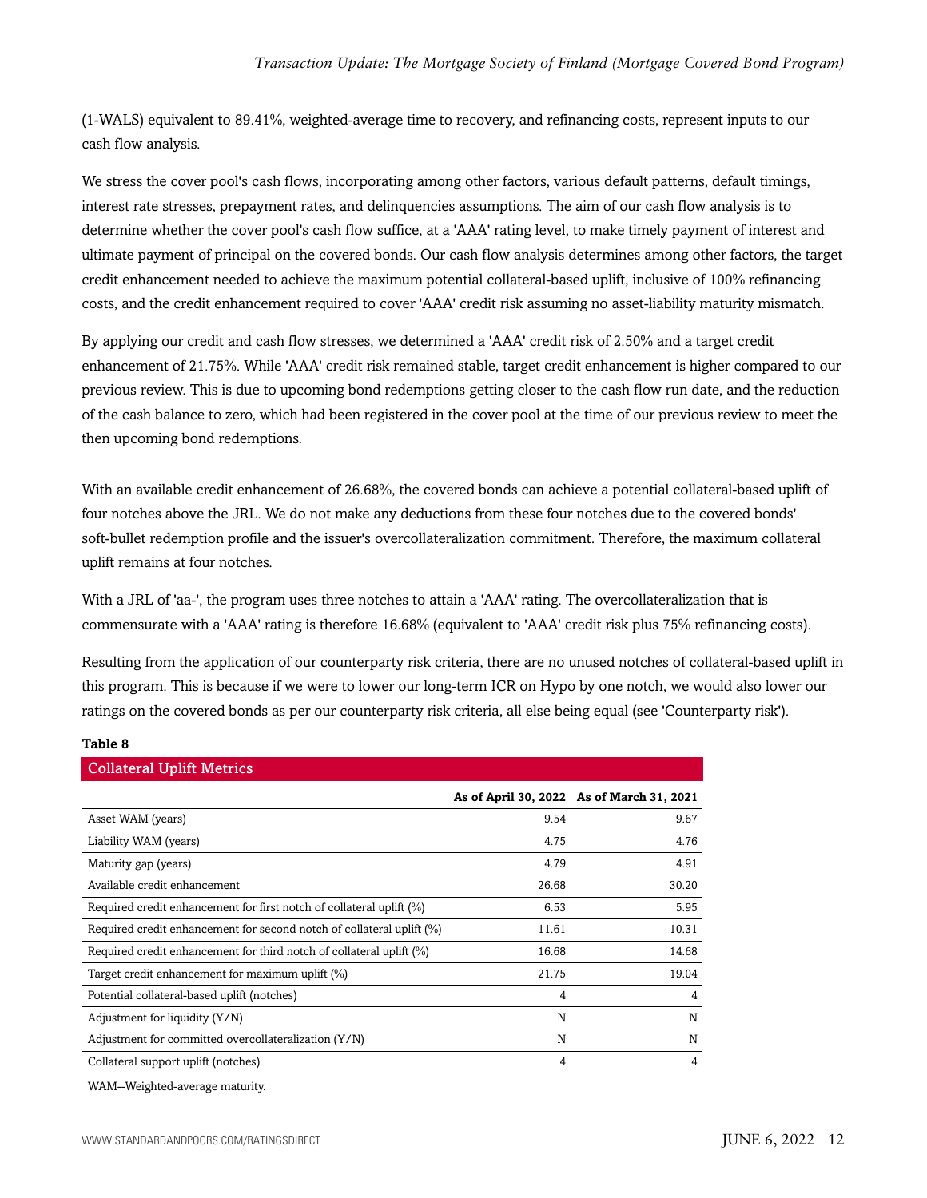(1-WALS) equivalent to 89.41%, weighted-average time to recovery, and refinancing costs, represent inputs to our cash flow analysis.

We stress the cover pool's cash flows, incorporating among other factors, various default patterns, default timings, interest rate stresses, prepayment rates, and delinquencies assumptions. The aim of our cash flow analysis is to determine whether the cover pool's cash flow suffice, at a 'AAA' rating level, to make timely payment of interest and ultimate payment of principal on the covered bonds. Our cash flow analysis determines among other factors, the target credit enhancement needed to achieve the maximum potential collateral-based uplift, inclusive of 100% refinancing costs, and the credit enhancement required to cover 'AAA' credit risk assuming no asset-liability maturity mismatch.

By applying our credit and cash flow stresses, we determined a 'AAA' credit risk of 2.50% and a target credit enhancement of 21.75%. While 'AAA' credit risk remained stable, target credit enhancement is higher compared to our previous review. This is due to upcoming bond redemptions getting closer to the cash flow run date, and the reduction of the cash balance to zero, which had been registered in the cover pool at the time of our previous review to meet the then upcoming bond redemptions.

With an available credit enhancement of 26.68%, the covered bonds can achieve a potential collateral-based uplift of four notches above the JRL. We do not make any deductions from these four notches due to the covered bonds' soft-bullet redemption profile and the issuer's overcollateralization commitment. Therefore, the maximum collateral uplift remains at four notches.

With a JRL of 'aa-', the program uses three notches to attain a 'AAA' rating. The overcollateralization that is commensurate with a 'AAA' rating is therefore 16.68% (equivalent to 'AAA' credit risk plus 75% refinancing costs).

Resulting from the application of our counterparty risk criteria, there are no unused notches of collateral-based uplift in this program. This is because if we were to lower our long-term ICR on Hypo by one notch, we would also lower our ratings on the covered bonds as per our counterparty risk criteria, all else being equal (see 'Counterparty risk').

**Table 8**

**Collateral Uplift Metrics**

| | As of April 30, 2022 | As of March 31, 2021 |
|---|---|---|
| Asset WAM (years) | 9.54 | 9.67 |
| Liability WAM (years) | 4.75 | 4.76 |
| Maturity gap (years) | 4.79 | 4.91 |
| Available credit enhancement | 26.68 | 30.20 |
| Required credit enhancement for first notch of collateral uplift (%) | 6.53 | 5.95 |
| Required credit enhancement for second notch of collateral uplift (%) | 11.61 | 10.31 |
| Required credit enhancement for third notch of collateral uplift (%) | 16.68 | 14.68 |
| Target credit enhancement for maximum uplift (%) | 21.75 | 19.04 |
| Potential collateral-based uplift (notches) | 4 | 4 |
| Adjustment for liquidity (Y/N) | N | N |
| Adjustment for committed overcollateralization (Y/N) | N | N |
| Collateral support uplift (notches) | 4 | 4 |

WAM--Weighted-average maturity.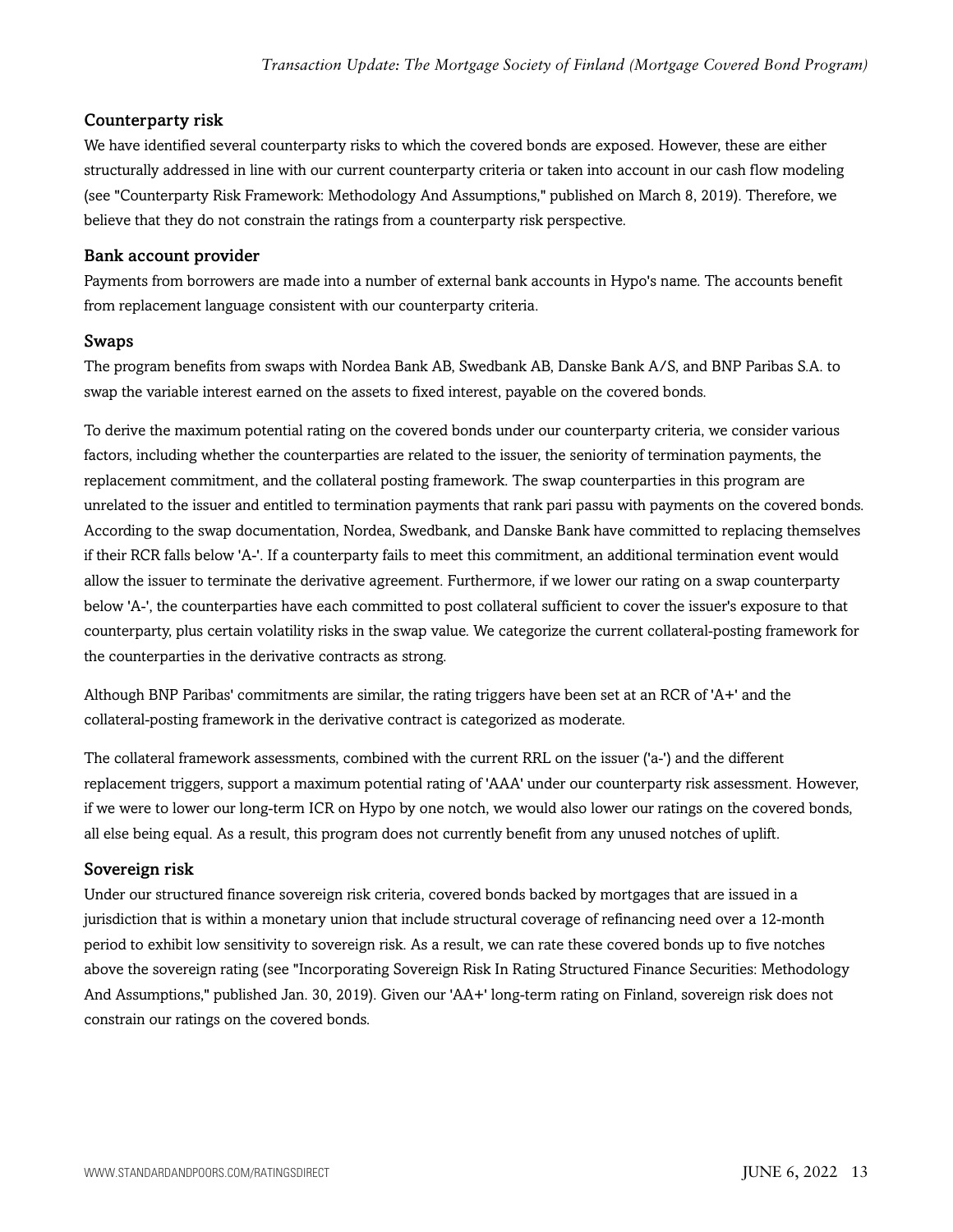### Counterparty risk

We have identified several counterparty risks to which the covered bonds are exposed. However, these are either structurally addressed in line with our current counterparty criteria or taken into account in our cash flow modeling (see "Counterparty Risk Framework: Methodology And Assumptions," published on March 8, 2019). Therefore, we believe that they do not constrain the ratings from a counterparty risk perspective.

### Bank account provider

Payments from borrowers are made into a number of external bank accounts in Hypo's name. The accounts benefit from replacement language consistent with our counterparty criteria.

### Swaps

The program benefits from swaps with Nordea Bank AB, Swedbank AB, Danske Bank A/S, and BNP Paribas S.A. to swap the variable interest earned on the assets to fixed interest, payable on the covered bonds.

To derive the maximum potential rating on the covered bonds under our counterparty criteria, we consider various factors, including whether the counterparties are related to the issuer, the seniority of termination payments, the replacement commitment, and the collateral posting framework. The swap counterparties in this program are unrelated to the issuer and entitled to termination payments that rank pari passu with payments on the covered bonds. According to the swap documentation, Nordea, Swedbank, and Danske Bank have committed to replacing themselves if their RCR falls below 'A-'. If a counterparty fails to meet this commitment, an additional termination event would allow the issuer to terminate the derivative agreement. Furthermore, if we lower our rating on a swap counterparty below 'A-', the counterparties have each committed to post collateral sufficient to cover the issuer's exposure to that counterparty, plus certain volatility risks in the swap value. We categorize the current collateral-posting framework for the counterparties in the derivative contracts as strong.

Although BNP Paribas' commitments are similar, the rating triggers have been set at an RCR of 'A+' and the collateral-posting framework in the derivative contract is categorized as moderate.

The collateral framework assessments, combined with the current RRL on the issuer ('a-') and the different replacement triggers, support a maximum potential rating of 'AAA' under our counterparty risk assessment. However, if we were to lower our long-term ICR on Hypo by one notch, we would also lower our ratings on the covered bonds, all else being equal. As a result, this program does not currently benefit from any unused notches of uplift.

### Sovereign risk

Under our structured finance sovereign risk criteria, covered bonds backed by mortgages that are issued in a jurisdiction that is within a monetary union that include structural coverage of refinancing need over a 12-month period to exhibit low sensitivity to sovereign risk. As a result, we can rate these covered bonds up to five notches above the sovereign rating (see "Incorporating Sovereign Risk In Rating Structured Finance Securities: Methodology And Assumptions," published Jan. 30, 2019). Given our 'AA+' long-term rating on Finland, sovereign risk does not constrain our ratings on the covered bonds.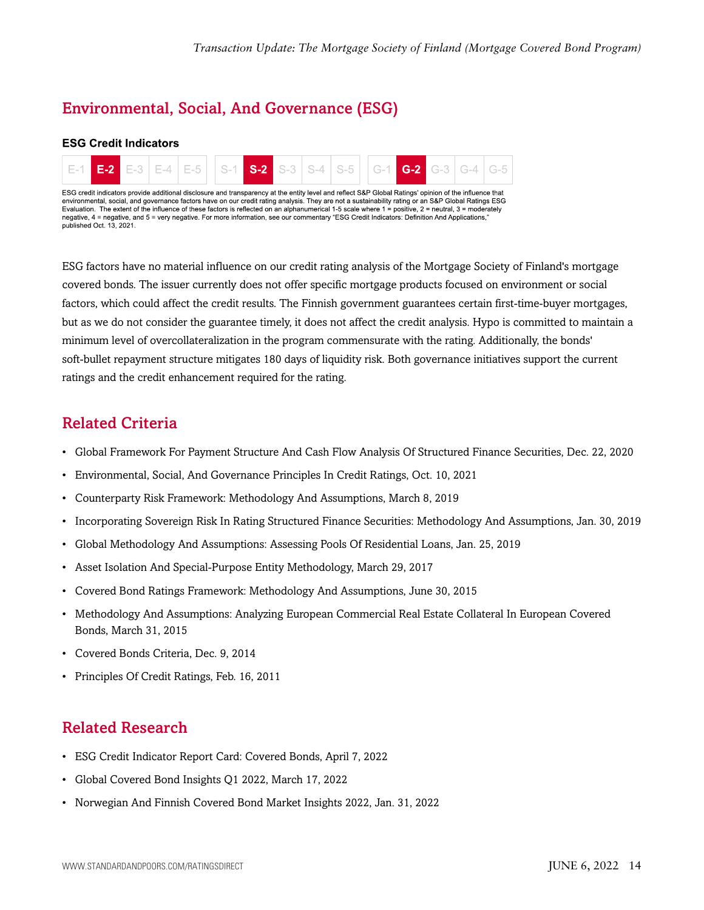## Environmental, Social, And Governance (ESG)

**ESG Credit Indicators**

| E-1 | **E-2** | E-3 | E-4 | E-5 | S-1 | **S-2** | S-3 | S-4 | S-5 | G-1 | **G-2** | G-3 | G-4 | G-5 |
|---|---|---|---|---|---|---|---|---|---|---|---|---|---|---|

ESG credit indicators provide additional disclosure and transparency at the entity level and reflect S&P Global Ratings' opinion of the influence that environmental, social, and governance factors have on our credit rating analysis. They are not a sustainability rating or an S&P Global Ratings ESG Evaluation. The extent of the influence of these factors is reflected on an alphanumerical 1-5 scale where 1 = positive, 2 = neutral, 3 = moderately negative, 4 = negative, and 5 = very negative. For more information, see our commentary "ESG Credit Indicators: Definition And Applications," published Oct. 13, 2021.

ESG factors have no material influence on our credit rating analysis of the Mortgage Society of Finland's mortgage covered bonds. The issuer currently does not offer specific mortgage products focused on environment or social factors, which could affect the credit results. The Finnish government guarantees certain first-time-buyer mortgages, but as we do not consider the guarantee timely, it does not affect the credit analysis. Hypo is committed to maintain a minimum level of overcollateralization in the program commensurate with the rating. Additionally, the bonds' soft-bullet repayment structure mitigates 180 days of liquidity risk. Both governance initiatives support the current ratings and the credit enhancement required for the rating.

## Related Criteria

- Global Framework For Payment Structure And Cash Flow Analysis Of Structured Finance Securities, Dec. 22, 2020
- Environmental, Social, And Governance Principles In Credit Ratings, Oct. 10, 2021
- Counterparty Risk Framework: Methodology And Assumptions, March 8, 2019
- Incorporating Sovereign Risk In Rating Structured Finance Securities: Methodology And Assumptions, Jan. 30, 2019
- Global Methodology And Assumptions: Assessing Pools Of Residential Loans, Jan. 25, 2019
- Asset Isolation And Special-Purpose Entity Methodology, March 29, 2017
- Covered Bond Ratings Framework: Methodology And Assumptions, June 30, 2015
- Methodology And Assumptions: Analyzing European Commercial Real Estate Collateral In European Covered Bonds, March 31, 2015
- Covered Bonds Criteria, Dec. 9, 2014
- Principles Of Credit Ratings, Feb. 16, 2011

## Related Research

- ESG Credit Indicator Report Card: Covered Bonds, April 7, 2022
- Global Covered Bond Insights Q1 2022, March 17, 2022
- Norwegian And Finnish Covered Bond Market Insights 2022, Jan. 31, 2022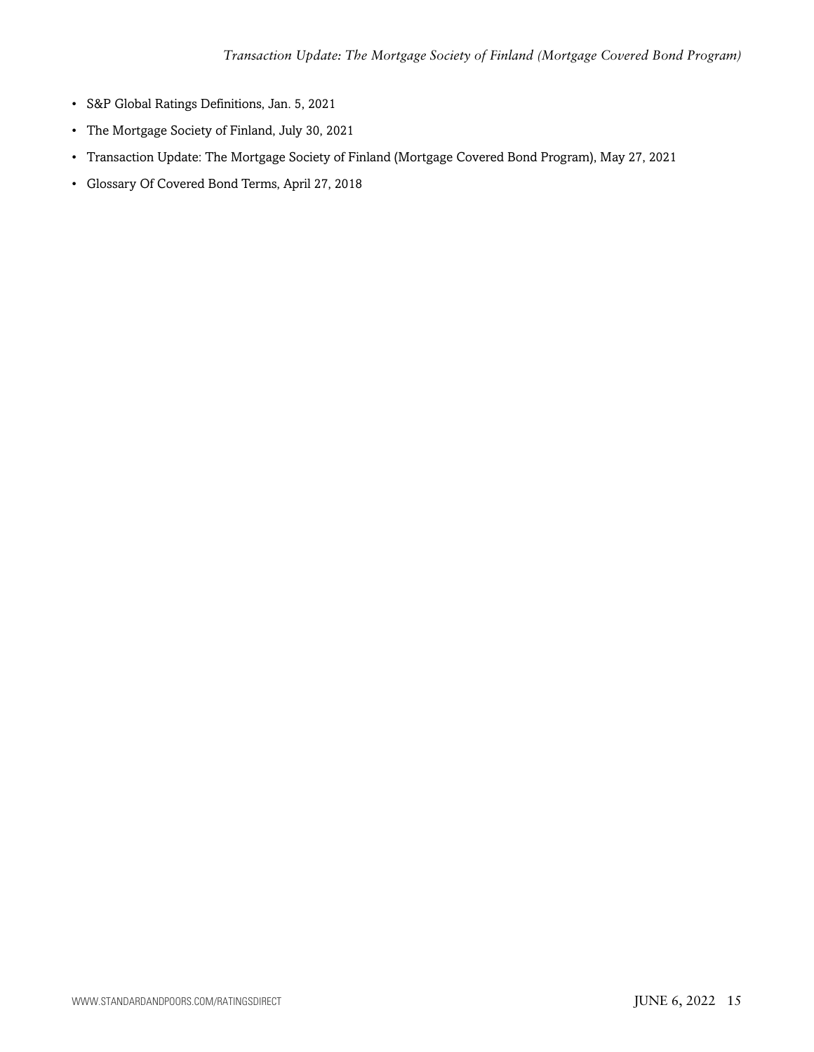- S&P Global Ratings Definitions, Jan. 5, 2021
- The Mortgage Society of Finland, July 30, 2021
- Transaction Update: The Mortgage Society of Finland (Mortgage Covered Bond Program), May 27, 2021
- Glossary Of Covered Bond Terms, April 27, 2018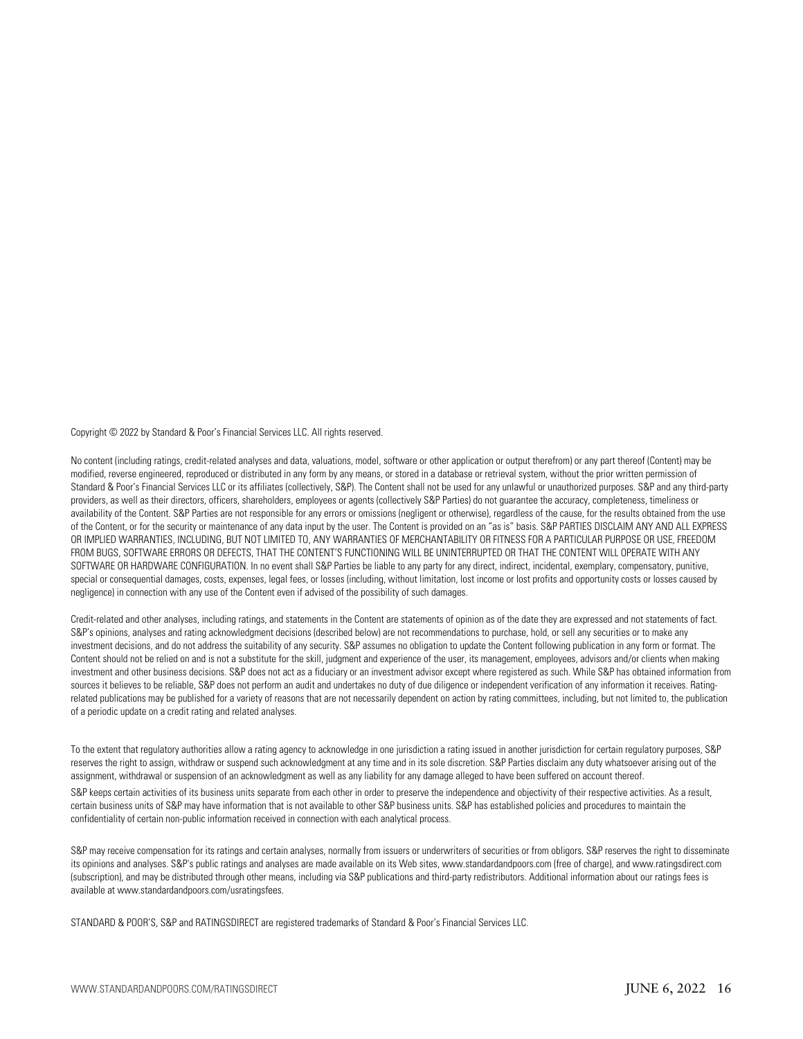Copyright © 2022 by Standard & Poor's Financial Services LLC. All rights reserved.

No content (including ratings, credit-related analyses and data, valuations, model, software or other application or output therefrom) or any part thereof (Content) may be modified, reverse engineered, reproduced or distributed in any form by any means, or stored in a database or retrieval system, without the prior written permission of Standard & Poor's Financial Services LLC or its affiliates (collectively, S&P). The Content shall not be used for any unlawful or unauthorized purposes. S&P and any third-party providers, as well as their directors, officers, shareholders, employees or agents (collectively S&P Parties) do not guarantee the accuracy, completeness, timeliness or availability of the Content. S&P Parties are not responsible for any errors or omissions (negligent or otherwise), regardless of the cause, for the results obtained from the use of the Content, or for the security or maintenance of any data input by the user. The Content is provided on an "as is" basis. S&P PARTIES DISCLAIM ANY AND ALL EXPRESS OR IMPLIED WARRANTIES, INCLUDING, BUT NOT LIMITED TO, ANY WARRANTIES OF MERCHANTABILITY OR FITNESS FOR A PARTICULAR PURPOSE OR USE, FREEDOM FROM BUGS, SOFTWARE ERRORS OR DEFECTS, THAT THE CONTENT'S FUNCTIONING WILL BE UNINTERRUPTED OR THAT THE CONTENT WILL OPERATE WITH ANY SOFTWARE OR HARDWARE CONFIGURATION. In no event shall S&P Parties be liable to any party for any direct, indirect, incidental, exemplary, compensatory, punitive, special or consequential damages, costs, expenses, legal fees, or losses (including, without limitation, lost income or lost profits and opportunity costs or losses caused by negligence) in connection with any use of the Content even if advised of the possibility of such damages.

Credit-related and other analyses, including ratings, and statements in the Content are statements of opinion as of the date they are expressed and not statements of fact. S&P's opinions, analyses and rating acknowledgment decisions (described below) are not recommendations to purchase, hold, or sell any securities or to make any investment decisions, and do not address the suitability of any security. S&P assumes no obligation to update the Content following publication in any form or format. The Content should not be relied on and is not a substitute for the skill, judgment and experience of the user, its management, employees, advisors and/or clients when making investment and other business decisions. S&P does not act as a fiduciary or an investment advisor except where registered as such. While S&P has obtained information from sources it believes to be reliable, S&P does not perform an audit and undertakes no duty of due diligence or independent verification of any information it receives. Rating-related publications may be published for a variety of reasons that are not necessarily dependent on action by rating committees, including, but not limited to, the publication of a periodic update on a credit rating and related analyses.

To the extent that regulatory authorities allow a rating agency to acknowledge in one jurisdiction a rating issued in another jurisdiction for certain regulatory purposes, S&P reserves the right to assign, withdraw or suspend such acknowledgment at any time and in its sole discretion. S&P Parties disclaim any duty whatsoever arising out of the assignment, withdrawal or suspension of an acknowledgment as well as any liability for any damage alleged to have been suffered on account thereof.

S&P keeps certain activities of its business units separate from each other in order to preserve the independence and objectivity of their respective activities. As a result, certain business units of S&P may have information that is not available to other S&P business units. S&P has established policies and procedures to maintain the confidentiality of certain non-public information received in connection with each analytical process.

S&P may receive compensation for its ratings and certain analyses, normally from issuers or underwriters of securities or from obligors. S&P reserves the right to disseminate its opinions and analyses. S&P's public ratings and analyses are made available on its Web sites, www.standardandpoors.com (free of charge), and www.ratingsdirect.com (subscription), and may be distributed through other means, including via S&P publications and third-party redistributors. Additional information about our ratings fees is available at www.standardandpoors.com/usratingsfees.

STANDARD & POOR'S, S&P and RATINGSDIRECT are registered trademarks of Standard & Poor's Financial Services LLC.